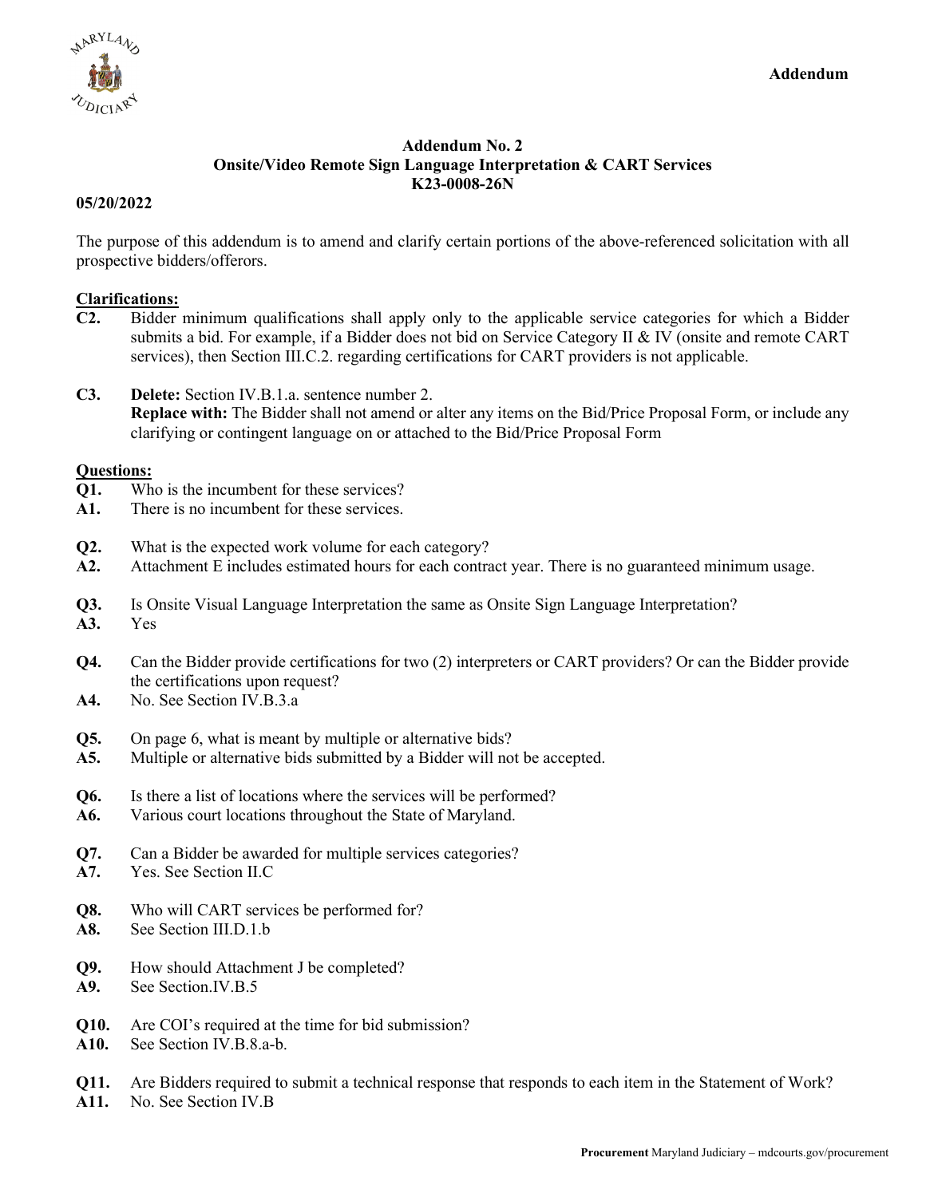**Addendum**

# Addendum No. 2
## Onsite/Video Remote Sign Language Interpretation & CART Services
## K23-0008-26N

**05/20/2022**

The purpose of this addendum is to amend and clarify certain portions of the above-referenced solicitation with all prospective bidders/offerors.

**Clarifications:**

**C2.** Bidder minimum qualifications shall apply only to the applicable service categories for which a Bidder submits a bid. For example, if a Bidder does not bid on Service Category II & IV (onsite and remote CART services), then Section III.C.2. regarding certifications for CART providers is not applicable.

**C3.** **Delete:** Section IV.B.1.a. sentence number 2.
**Replace with:** The Bidder shall not amend or alter any items on the Bid/Price Proposal Form, or include any clarifying or contingent language on or attached to the Bid/Price Proposal Form

**Questions:**

**Q1.** Who is the incumbent for these services?
**A1.** There is no incumbent for these services.

**Q2.** What is the expected work volume for each category?
**A2.** Attachment E includes estimated hours for each contract year. There is no guaranteed minimum usage.

**Q3.** Is Onsite Visual Language Interpretation the same as Onsite Sign Language Interpretation?
**A3.** Yes

**Q4.** Can the Bidder provide certifications for two (2) interpreters or CART providers? Or can the Bidder provide the certifications upon request?
**A4.** No. See Section IV.B.3.a

**Q5.** On page 6, what is meant by multiple or alternative bids?
**A5.** Multiple or alternative bids submitted by a Bidder will not be accepted.

**Q6.** Is there a list of locations where the services will be performed?
**A6.** Various court locations throughout the State of Maryland.

**Q7.** Can a Bidder be awarded for multiple services categories?
**A7.** Yes. See Section II.C

**Q8.** Who will CART services be performed for?
**A8.** See Section III.D.1.b

**Q9.** How should Attachment J be completed?
**A9.** See Section.IV.B.5

**Q10.** Are COI's required at the time for bid submission?
**A10.** See Section IV.B.8.a-b.

**Q11.** Are Bidders required to submit a technical response that responds to each item in the Statement of Work?
**A11.** No. See Section IV.B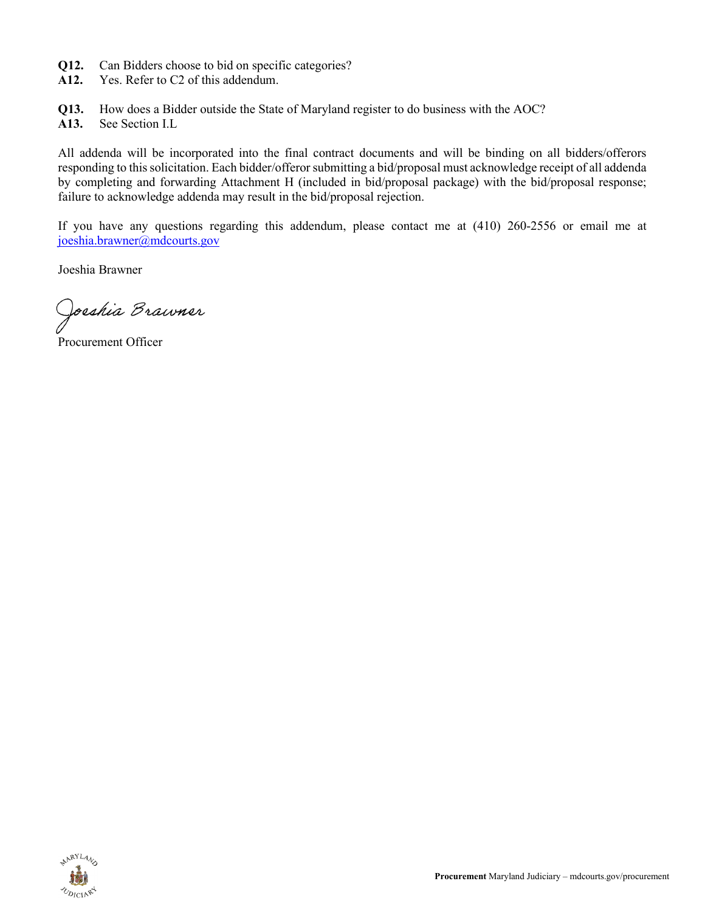**Q12.** Can Bidders choose to bid on specific categories?
**A12.** Yes. Refer to C2 of this addendum.

**Q13.** How does a Bidder outside the State of Maryland register to do business with the AOC?
**A13.** See Section I.L

All addenda will be incorporated into the final contract documents and will be binding on all bidders/offerors responding to this solicitation. Each bidder/offeror submitting a bid/proposal must acknowledge receipt of all addenda by completing and forwarding Attachment H (included in bid/proposal package) with the bid/proposal response; failure to acknowledge addenda may result in the bid/proposal rejection.

If you have any questions regarding this addendum, please contact me at (410) 260-2556 or email me at joeshia.brawner@mdcourts.gov

Joeshia Brawner

Joeshia Brawner

Procurement Officer